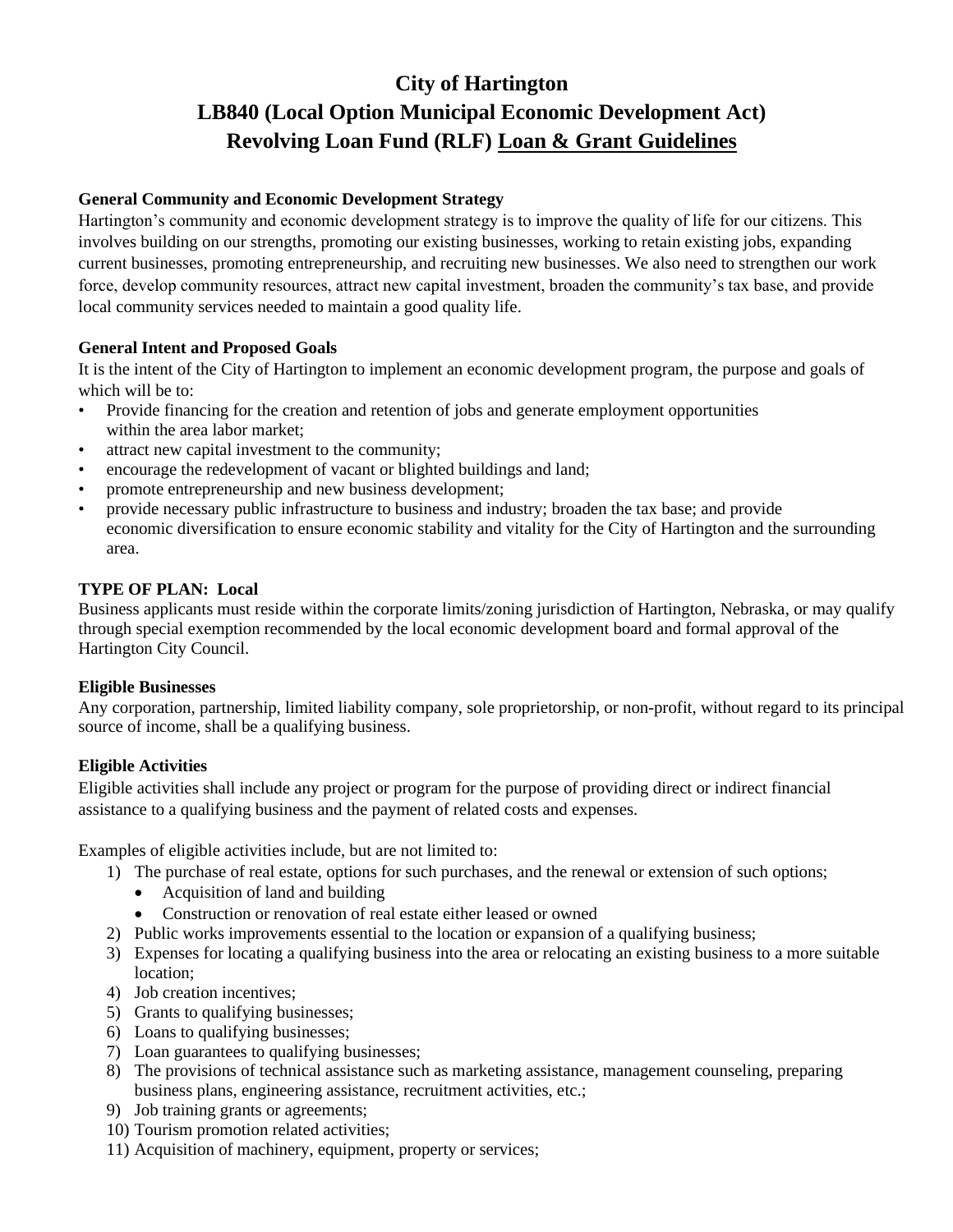# City of Hartington
# LB840 (Local Option Municipal Economic Development Act)
# Revolving Loan Fund (RLF) Loan & Grant Guidelines

**General Community and Economic Development Strategy**

Hartington's community and economic development strategy is to improve the quality of life for our citizens. This involves building on our strengths, promoting our existing businesses, working to retain existing jobs, expanding current businesses, promoting entrepreneurship, and recruiting new businesses. We also need to strengthen our work force, develop community resources, attract new capital investment, broaden the community's tax base, and provide local community services needed to maintain a good quality life.

**General Intent and Proposed Goals**

It is the intent of the City of Hartington to implement an economic development program, the purpose and goals of which will be to:

- Provide financing for the creation and retention of jobs and generate employment opportunities within the area labor market;
- attract new capital investment to the community;
- encourage the redevelopment of vacant or blighted buildings and land;
- promote entrepreneurship and new business development;
- provide necessary public infrastructure to business and industry; broaden the tax base; and provide economic diversification to ensure economic stability and vitality for the City of Hartington and the surrounding area.

**TYPE OF PLAN: Local**

Business applicants must reside within the corporate limits/zoning jurisdiction of Hartington, Nebraska, or may qualify through special exemption recommended by the local economic development board and formal approval of the Hartington City Council.

**Eligible Businesses**

Any corporation, partnership, limited liability company, sole proprietorship, or non-profit, without regard to its principal source of income, shall be a qualifying business.

**Eligible Activities**

Eligible activities shall include any project or program for the purpose of providing direct or indirect financial assistance to a qualifying business and the payment of related costs and expenses.

Examples of eligible activities include, but are not limited to:

1) The purchase of real estate, options for such purchases, and the renewal or extension of such options;
   - Acquisition of land and building
   - Construction or renovation of real estate either leased or owned
2) Public works improvements essential to the location or expansion of a qualifying business;
3) Expenses for locating a qualifying business into the area or relocating an existing business to a more suitable location;
4) Job creation incentives;
5) Grants to qualifying businesses;
6) Loans to qualifying businesses;
7) Loan guarantees to qualifying businesses;
8) The provisions of technical assistance such as marketing assistance, management counseling, preparing business plans, engineering assistance, recruitment activities, etc.;
9) Job training grants or agreements;
10) Tourism promotion related activities;
11) Acquisition of machinery, equipment, property or services;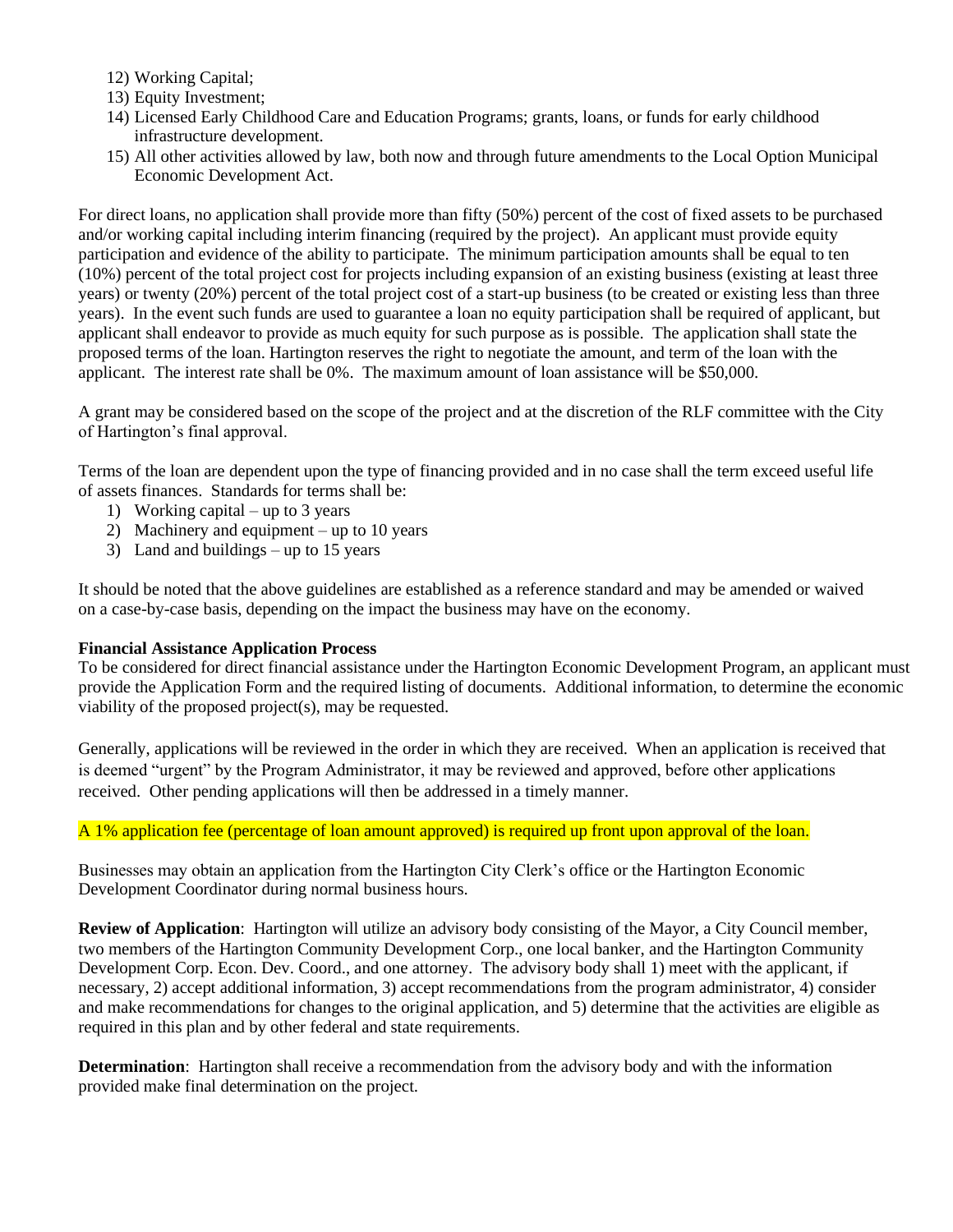12) Working Capital;
13) Equity Investment;
14) Licensed Early Childhood Care and Education Programs; grants, loans, or funds for early childhood infrastructure development.
15) All other activities allowed by law, both now and through future amendments to the Local Option Municipal Economic Development Act.

For direct loans, no application shall provide more than fifty (50%) percent of the cost of fixed assets to be purchased and/or working capital including interim financing (required by the project). An applicant must provide equity participation and evidence of the ability to participate. The minimum participation amounts shall be equal to ten (10%) percent of the total project cost for projects including expansion of an existing business (existing at least three years) or twenty (20%) percent of the total project cost of a start-up business (to be created or existing less than three years). In the event such funds are used to guarantee a loan no equity participation shall be required of applicant, but applicant shall endeavor to provide as much equity for such purpose as is possible. The application shall state the proposed terms of the loan. Hartington reserves the right to negotiate the amount, and term of the loan with the applicant. The interest rate shall be 0%. The maximum amount of loan assistance will be $50,000.

A grant may be considered based on the scope of the project and at the discretion of the RLF committee with the City of Hartington's final approval.

Terms of the loan are dependent upon the type of financing provided and in no case shall the term exceed useful life of assets finances. Standards for terms shall be:

1) Working capital – up to 3 years
2) Machinery and equipment – up to 10 years
3) Land and buildings – up to 15 years

It should be noted that the above guidelines are established as a reference standard and may be amended or waived on a case-by-case basis, depending on the impact the business may have on the economy.

**Financial Assistance Application Process**
To be considered for direct financial assistance under the Hartington Economic Development Program, an applicant must provide the Application Form and the required listing of documents. Additional information, to determine the economic viability of the proposed project(s), may be requested.

Generally, applications will be reviewed in the order in which they are received. When an application is received that is deemed "urgent" by the Program Administrator, it may be reviewed and approved, before other applications received. Other pending applications will then be addressed in a timely manner.

A 1% application fee (percentage of loan amount approved) is required up front upon approval of the loan.

Businesses may obtain an application from the Hartington City Clerk's office or the Hartington Economic Development Coordinator during normal business hours.

**Review of Application**: Hartington will utilize an advisory body consisting of the Mayor, a City Council member, two members of the Hartington Community Development Corp., one local banker, and the Hartington Community Development Corp. Econ. Dev. Coord., and one attorney. The advisory body shall 1) meet with the applicant, if necessary, 2) accept additional information, 3) accept recommendations from the program administrator, 4) consider and make recommendations for changes to the original application, and 5) determine that the activities are eligible as required in this plan and by other federal and state requirements.

**Determination**: Hartington shall receive a recommendation from the advisory body and with the information provided make final determination on the project.